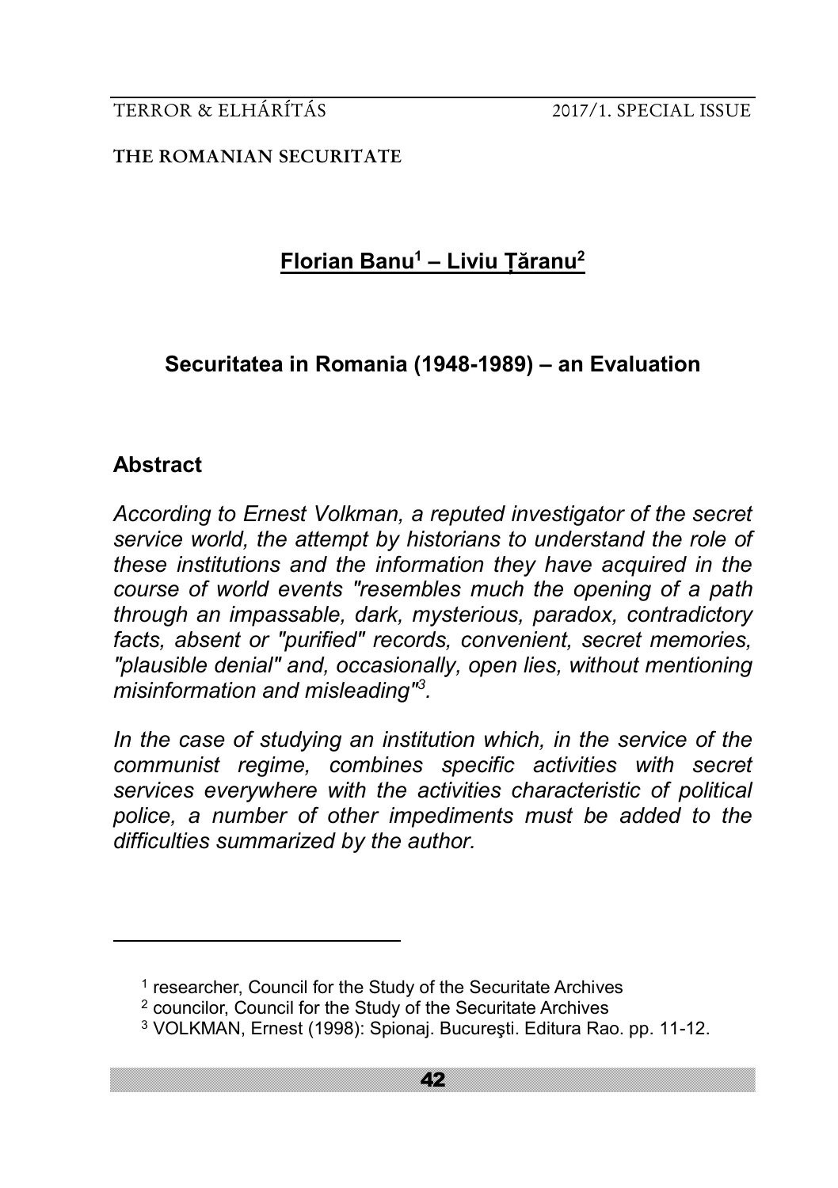THE ROMANIAN SECURITATE

**Florian Banu[1] – Liviu Ţăranu[2]**

# Securitatea in Romania (1948-1989) – an Evaluation

## Abstract

*According to Ernest Volkman, a reputed investigator of the secret service world, the attempt by historians to understand the role of these institutions and the information they have acquired in the course of world events "resembles much the opening of a path through an impassable, dark, mysterious, paradox, contradictory facts, absent or "purified" records, convenient, secret memories, "plausible denial" and, occasionally, open lies, without mentioning misinformation and misleading"[3].*

*In the case of studying an institution which, in the service of the communist regime, combines specific activities with secret services everywhere with the activities characteristic of political police, a number of other impediments must be added to the difficulties summarized by the author.*

---

[1] researcher, Council for the Study of the Securitate Archives

[2] councilor, Council for the Study of the Securitate Archives

[3] VOLKMAN, Ernest (1998): Spionaj. Bucureşti. Editura Rao. pp. 11-12.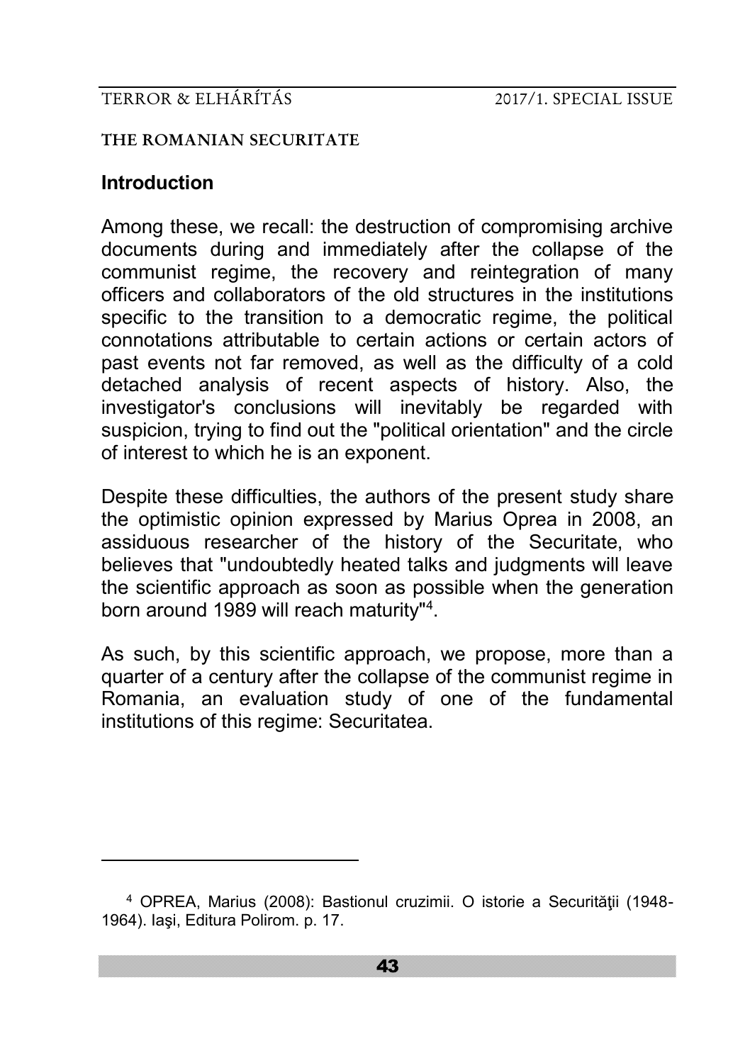## Introduction

Among these, we recall: the destruction of compromising archive documents during and immediately after the collapse of the communist regime, the recovery and reintegration of many officers and collaborators of the old structures in the institutions specific to the transition to a democratic regime, the political connotations attributable to certain actions or certain actors of past events not far removed, as well as the difficulty of a cold detached analysis of recent aspects of history. Also, the investigator's conclusions will inevitably be regarded with suspicion, trying to find out the "political orientation" and the circle of interest to which he is an exponent.

Despite these difficulties, the authors of the present study share the optimistic opinion expressed by Marius Oprea in 2008, an assiduous researcher of the history of the Securitate, who believes that "undoubtedly heated talks and judgments will leave the scientific approach as soon as possible when the generation born around 1989 will reach maturity"[4].

As such, by this scientific approach, we propose, more than a quarter of a century after the collapse of the communist regime in Romania, an evaluation study of one of the fundamental institutions of this regime: Securitatea.

---

[4] OPREA, Marius (2008): Bastionul cruzimii. O istorie a Securităţii (1948-1964). Iaşi, Editura Polirom. p. 17.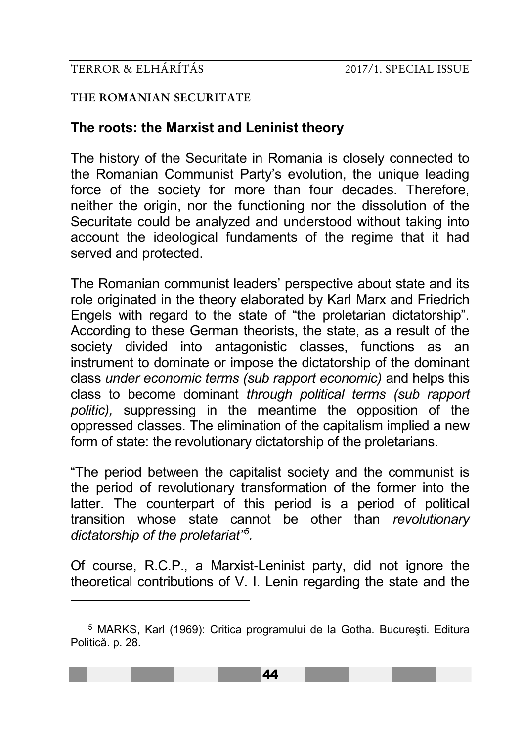### THE ROMANIAN SECURITATE

## The roots: the Marxist and Leninist theory

The history of the Securitate in Romania is closely connected to the Romanian Communist Party's evolution, the unique leading force of the society for more than four decades. Therefore, neither the origin, nor the functioning nor the dissolution of the Securitate could be analyzed and understood without taking into account the ideological fundaments of the regime that it had served and protected.

The Romanian communist leaders' perspective about state and its role originated in the theory elaborated by Karl Marx and Friedrich Engels with regard to the state of "the proletarian dictatorship". According to these German theorists, the state, as a result of the society divided into antagonistic classes, functions as an instrument to dominate or impose the dictatorship of the dominant class *under economic terms (sub rapport economic)* and helps this class to become dominant *through political terms (sub rapport politic),* suppressing in the meantime the opposition of the oppressed classes. The elimination of the capitalism implied a new form of state: the revolutionary dictatorship of the proletarians.

"The period between the capitalist society and the communist is the period of revolutionary transformation of the former into the latter. The counterpart of this period is a period of political transition whose state cannot be other than *revolutionary dictatorship of the proletariat*"[5].

Of course, R.C.P., a Marxist-Leninist party, did not ignore the theoretical contributions of V. I. Lenin regarding the state and the

---

[5] MARKS, Karl (1969): Critica programului de la Gotha. Bucureşti. Editura Politică. p. 28.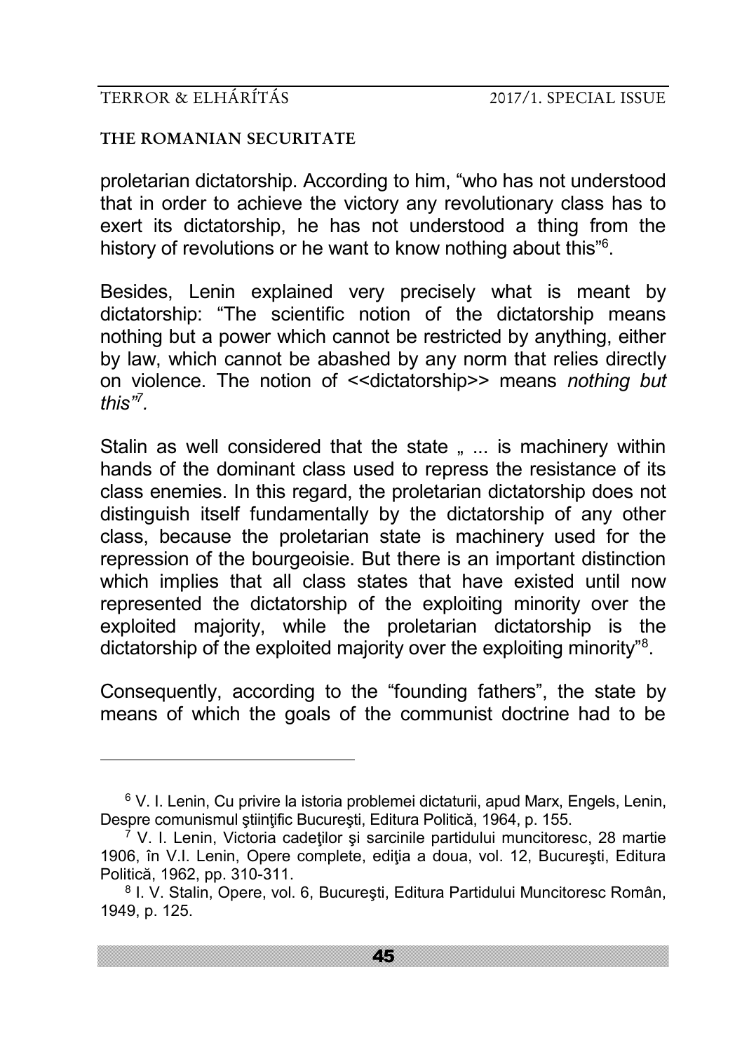proletarian dictatorship. According to him, “who has not understood that in order to achieve the victory any revolutionary class has to exert its dictatorship, he has not understood a thing from the history of revolutions or he want to know nothing about this”[6].

Besides, Lenin explained very precisely what is meant by dictatorship: “The scientific notion of the dictatorship means nothing but a power which cannot be restricted by anything, either by law, which cannot be abashed by any norm that relies directly on violence. The notion of <<dictatorship>> means *nothing but this”*[7].

Stalin as well considered that the state „ ... is machinery within hands of the dominant class used to repress the resistance of its class enemies. In this regard, the proletarian dictatorship does not distinguish itself fundamentally by the dictatorship of any other class, because the proletarian state is machinery used for the repression of the bourgeoisie. But there is an important distinction which implies that all class states that have existed until now represented the dictatorship of the exploiting minority over the exploited majority, while the proletarian dictatorship is the dictatorship of the exploited majority over the exploiting minority”[8].

Consequently, according to the “founding fathers”, the state by means of which the goals of the communist doctrine had to be

---

[6] V. I. Lenin, Cu privire la istoria problemei dictaturii, apud Marx, Engels, Lenin, Despre comunismul ştiinţific Bucureşti, Editura Politică, 1964, p. 155.

[7] V. I. Lenin, Victoria cadeţilor şi sarcinile partidului muncitoresc, 28 martie 1906, în V.I. Lenin, Opere complete, ediţia a doua, vol. 12, Bucureşti, Editura Politică, 1962, pp. 310-311.

[8] I. V. Stalin, Opere, vol. 6, Bucureşti, Editura Partidului Muncitoresc Român, 1949, p. 125.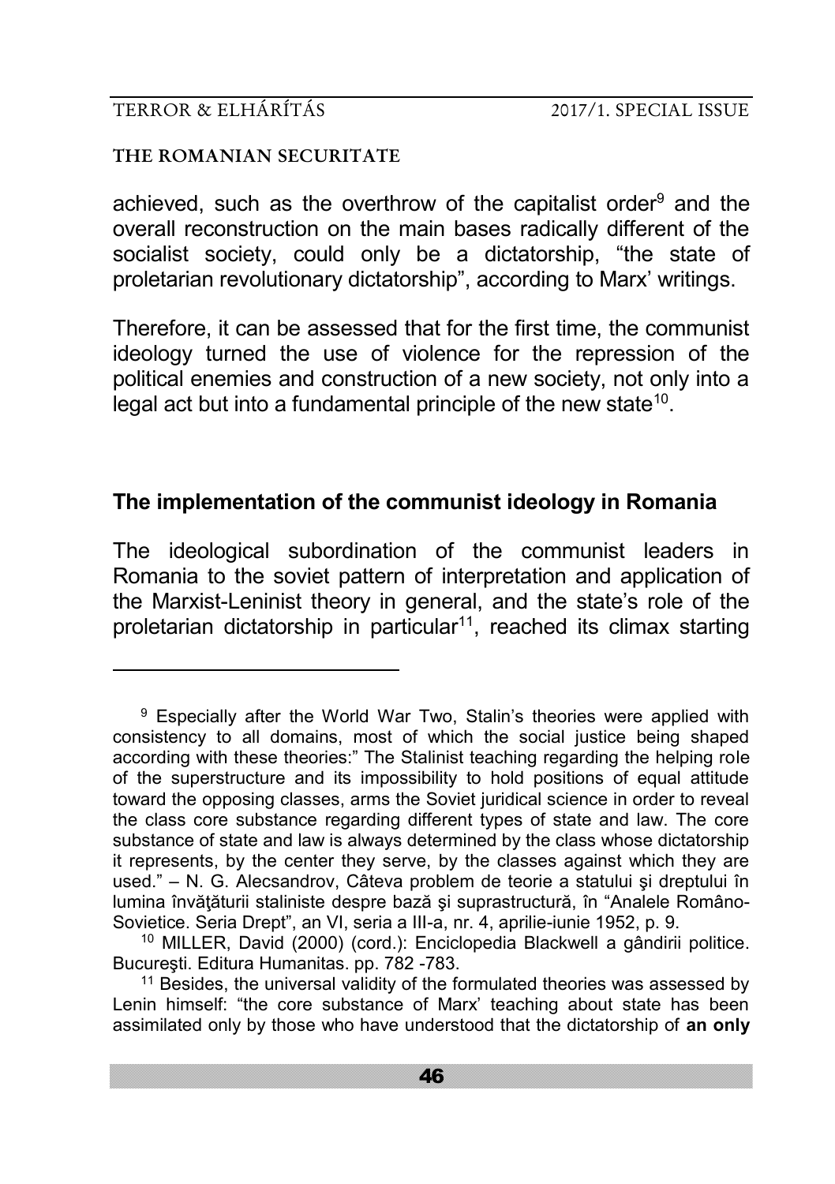achieved, such as the overthrow of the capitalist order[9] and the overall reconstruction on the main bases radically different of the socialist society, could only be a dictatorship, "the state of proletarian revolutionary dictatorship", according to Marx' writings.

Therefore, it can be assessed that for the first time, the communist ideology turned the use of violence for the repression of the political enemies and construction of a new society, not only into a legal act but into a fundamental principle of the new state[10].

## The implementation of the communist ideology in Romania

The ideological subordination of the communist leaders in Romania to the soviet pattern of interpretation and application of the Marxist-Leninist theory in general, and the state's role of the proletarian dictatorship in particular[11], reached its climax starting

---

[9] Especially after the World War Two, Stalin's theories were applied with consistency to all domains, most of which the social justice being shaped according with these theories:" The Stalinist teaching regarding the helping role of the superstructure and its impossibility to hold positions of equal attitude toward the opposing classes, arms the Soviet juridical science in order to reveal the class core substance regarding different types of state and law. The core substance of state and law is always determined by the class whose dictatorship it represents, by the center they serve, by the classes against which they are used." – N. G. Alecsandrov, Câteva problem de teorie a statului şi dreptului în lumina învăţăturii staliniste despre bază şi suprastructură, în "Analele Româno-Sovietice. Seria Drept", an VI, seria a III-a, nr. 4, aprilie-iunie 1952, p. 9.

[10] MILLER, David (2000) (cord.): Enciclopedia Blackwell a gândirii politice. Bucureşti. Editura Humanitas. pp. 782 -783.

[11] Besides, the universal validity of the formulated theories was assessed by Lenin himself: "the core substance of Marx' teaching about state has been assimilated only by those who have understood that the dictatorship of **an only**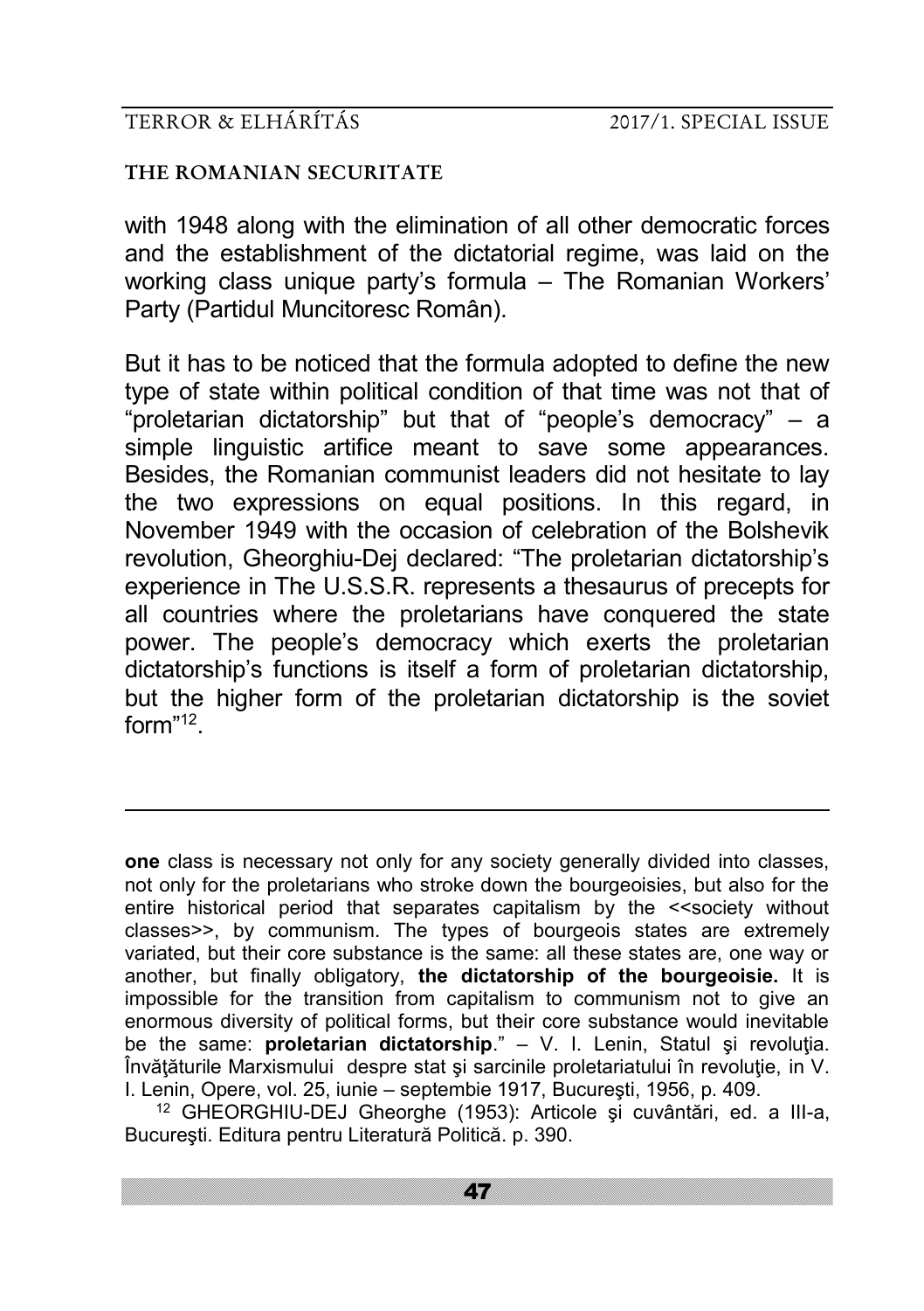with 1948 along with the elimination of all other democratic forces and the establishment of the dictatorial regime, was laid on the working class unique party's formula – The Romanian Workers' Party (Partidul Muncitoresc Român).

But it has to be noticed that the formula adopted to define the new type of state within political condition of that time was not that of "proletarian dictatorship" but that of "people's democracy" – a simple linguistic artifice meant to save some appearances. Besides, the Romanian communist leaders did not hesitate to lay the two expressions on equal positions. In this regard, in November 1949 with the occasion of celebration of the Bolshevik revolution, Gheorghiu-Dej declared: "The proletarian dictatorship's experience in The U.S.S.R. represents a thesaurus of precepts for all countries where the proletarians have conquered the state power. The people's democracy which exerts the proletarian dictatorship's functions is itself a form of proletarian dictatorship, but the higher form of the proletarian dictatorship is the soviet form"[12].

---

**one** class is necessary not only for any society generally divided into classes, not only for the proletarians who stroke down the bourgeoisies, but also for the entire historical period that separates capitalism by the <<society without classes>>, by communism. The types of bourgeois states are extremely variated, but their core substance is the same: all these states are, one way or another, but finally obligatory, **the dictatorship of the bourgeoisie.** It is impossible for the transition from capitalism to communism not to give an enormous diversity of political forms, but their core substance would inevitable be the same: **proletarian dictatorship**." – V. I. Lenin, Statul şi revoluţia. Învăţăturile Marxismului despre stat şi sarcinile proletariatului în revoluţie, in V. I. Lenin, Opere, vol. 25, iunie – septembie 1917, Bucureşti, 1956, p. 409.

[12] GHEORGHIU-DEJ Gheorghe (1953): Articole şi cuvântări, ed. a III-a, Bucureşti. Editura pentru Literatură Politică. p. 390.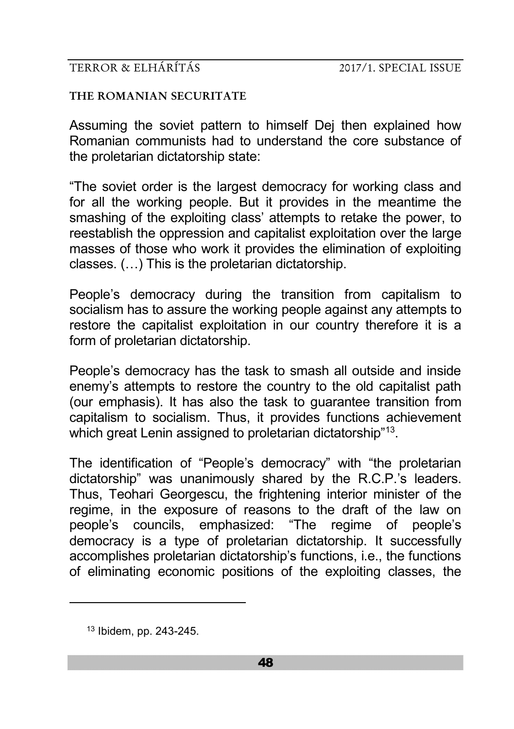Assuming the soviet pattern to himself Dej then explained how Romanian communists had to understand the core substance of the proletarian dictatorship state:

"The soviet order is the largest democracy for working class and for all the working people. But it provides in the meantime the smashing of the exploiting class' attempts to retake the power, to reestablish the oppression and capitalist exploitation over the large masses of those who work it provides the elimination of exploiting classes. (…) This is the proletarian dictatorship.

People's democracy during the transition from capitalism to socialism has to assure the working people against any attempts to restore the capitalist exploitation in our country therefore it is a form of proletarian dictatorship.

People's democracy has the task to smash all outside and inside enemy's attempts to restore the country to the old capitalist path (our emphasis). It has also the task to guarantee transition from capitalism to socialism. Thus, it provides functions achievement which great Lenin assigned to proletarian dictatorship"[13].

The identification of "People's democracy" with "the proletarian dictatorship" was unanimously shared by the R.C.P.'s leaders. Thus, Teohari Georgescu, the frightening interior minister of the regime, in the exposure of reasons to the draft of the law on people's councils, emphasized: "The regime of people's democracy is a type of proletarian dictatorship. It successfully accomplishes proletarian dictatorship's functions, i.e., the functions of eliminating economic positions of the exploiting classes, the

---

[13] Ibidem, pp. 243-245.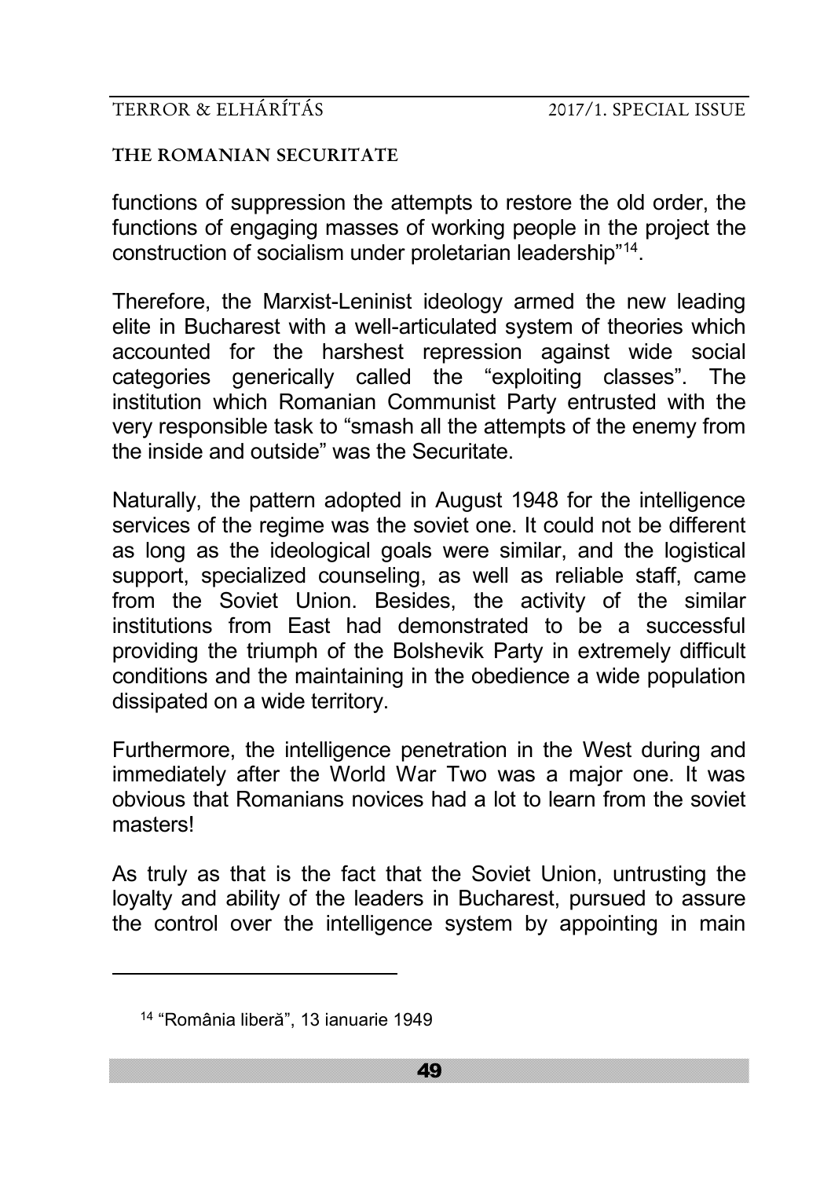functions of suppression the attempts to restore the old order, the functions of engaging masses of working people in the project the construction of socialism under proletarian leadership"[14].

Therefore, the Marxist-Leninist ideology armed the new leading elite in Bucharest with a well-articulated system of theories which accounted for the harshest repression against wide social categories generically called the "exploiting classes". The institution which Romanian Communist Party entrusted with the very responsible task to "smash all the attempts of the enemy from the inside and outside" was the Securitate.

Naturally, the pattern adopted in August 1948 for the intelligence services of the regime was the soviet one. It could not be different as long as the ideological goals were similar, and the logistical support, specialized counseling, as well as reliable staff, came from the Soviet Union. Besides, the activity of the similar institutions from East had demonstrated to be a successful providing the triumph of the Bolshevik Party in extremely difficult conditions and the maintaining in the obedience a wide population dissipated on a wide territory.

Furthermore, the intelligence penetration in the West during and immediately after the World War Two was a major one. It was obvious that Romanians novices had a lot to learn from the soviet masters!

As truly as that is the fact that the Soviet Union, untrusting the loyalty and ability of the leaders in Bucharest, pursued to assure the control over the intelligence system by appointing in main

---

[14] "România liberă", 13 ianuarie 1949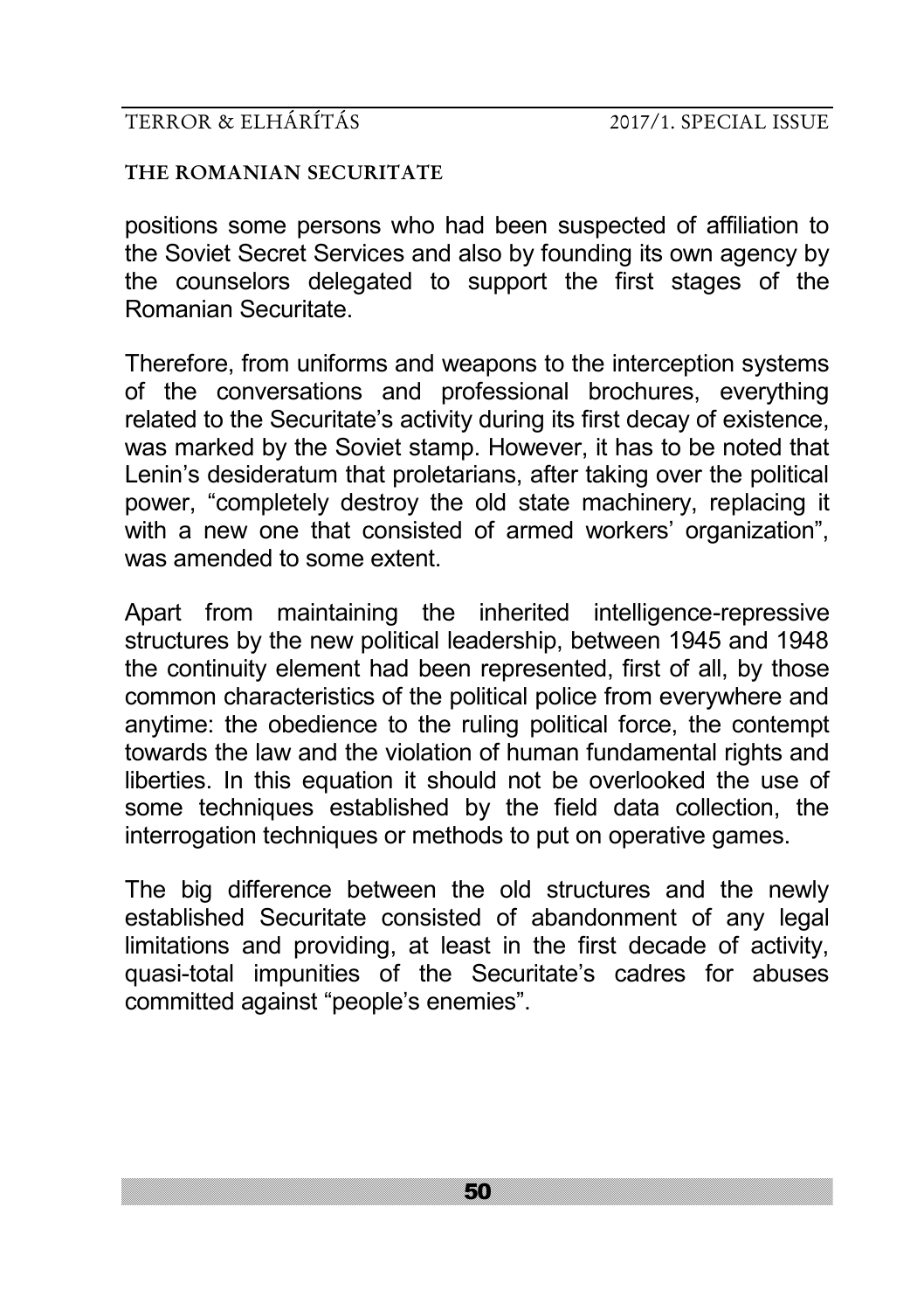positions some persons who had been suspected of affiliation to the Soviet Secret Services and also by founding its own agency by the counselors delegated to support the first stages of the Romanian Securitate.

Therefore, from uniforms and weapons to the interception systems of the conversations and professional brochures, everything related to the Securitate's activity during its first decay of existence, was marked by the Soviet stamp. However, it has to be noted that Lenin's desideratum that proletarians, after taking over the political power, "completely destroy the old state machinery, replacing it with a new one that consisted of armed workers' organization", was amended to some extent.

Apart from maintaining the inherited intelligence-repressive structures by the new political leadership, between 1945 and 1948 the continuity element had been represented, first of all, by those common characteristics of the political police from everywhere and anytime: the obedience to the ruling political force, the contempt towards the law and the violation of human fundamental rights and liberties. In this equation it should not be overlooked the use of some techniques established by the field data collection, the interrogation techniques or methods to put on operative games.

The big difference between the old structures and the newly established Securitate consisted of abandonment of any legal limitations and providing, at least in the first decade of activity, quasi-total impunities of the Securitate's cadres for abuses committed against "people's enemies".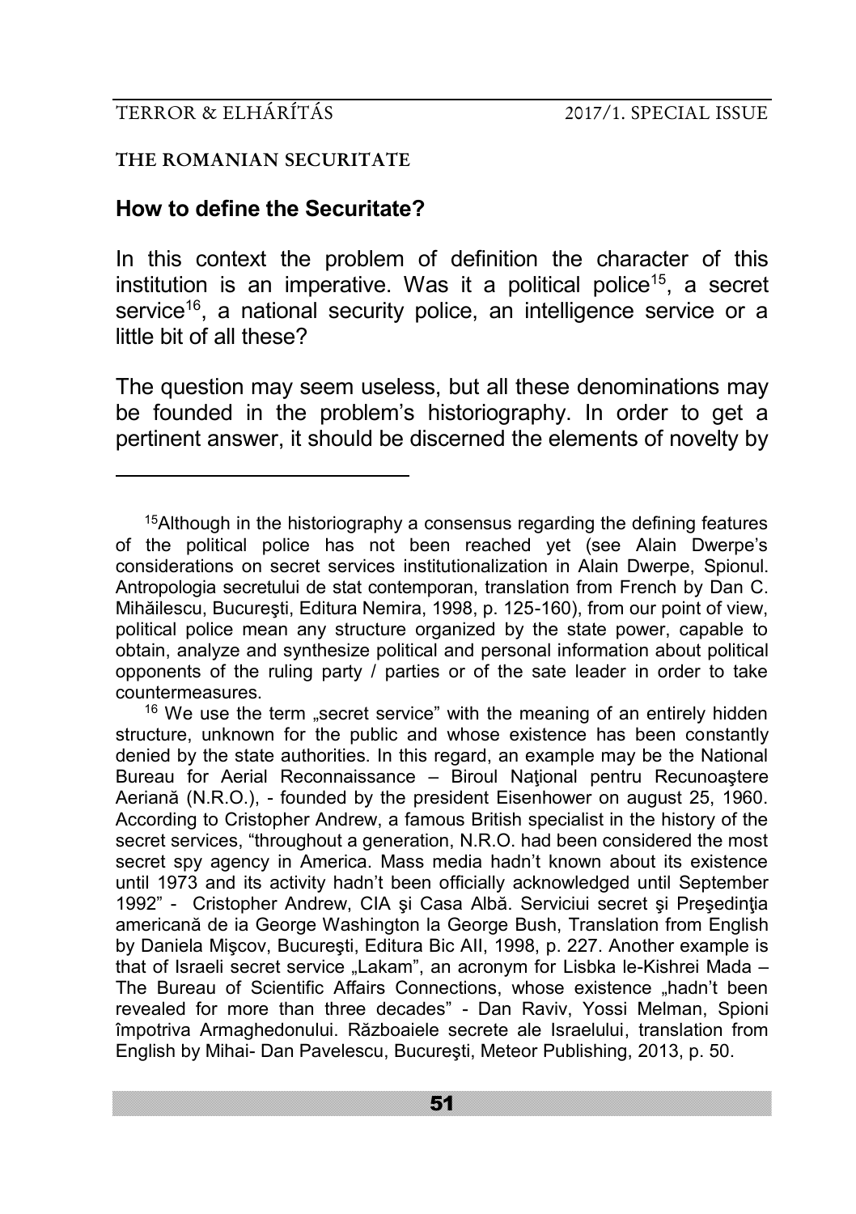## THE ROMANIAN SECURITATE

### How to define the Securitate?

In this context the problem of definition the character of this institution is an imperative. Was it a political police[15], a secret service[16], a national security police, an intelligence service or a little bit of all these?

The question may seem useless, but all these denominations may be founded in the problem's historiography. In order to get a pertinent answer, it should be discerned the elements of novelty by

---

[15]Although in the historiography a consensus regarding the defining features of the political police has not been reached yet (see Alain Dwerpe's considerations on secret services institutionalization in Alain Dwerpe, Spionul. Antropologia secretului de stat contemporan, translation from French by Dan C. Mihăilescu, Bucureşti, Editura Nemira, 1998, p. 125-160), from our point of view, political police mean any structure organized by the state power, capable to obtain, analyze and synthesize political and personal information about political opponents of the ruling party / parties or of the sate leader in order to take countermeasures.

[16] We use the term „secret service" with the meaning of an entirely hidden structure, unknown for the public and whose existence has been constantly denied by the state authorities. In this regard, an example may be the National Bureau for Aerial Reconnaissance – Biroul Naţional pentru Recunoaştere Aeriană (N.R.O.), - founded by the president Eisenhower on august 25, 1960. According to Cristopher Andrew, a famous British specialist in the history of the secret services, "throughout a generation, N.R.O. had been considered the most secret spy agency in America. Mass media hadn't known about its existence until 1973 and its activity hadn't been officially acknowledged until September 1992" - Cristopher Andrew, CIA şi Casa Albă. Serviciui secret şi Preşedinţia americană de ia George Washington la George Bush, Translation from English by Daniela Mişcov, Bucureşti, Editura Bic AII, 1998, p. 227. Another example is that of Israeli secret service „Lakam", an acronym for Lisbka le-Kishrei Mada – The Bureau of Scientific Affairs Connections, whose existence „hadn't been revealed for more than three decades" - Dan Raviv, Yossi Melman, Spioni împotriva Armaghedonului. Războaiele secrete ale Israelului, translation from English by Mihai- Dan Pavelescu, Bucureşti, Meteor Publishing, 2013, p. 50.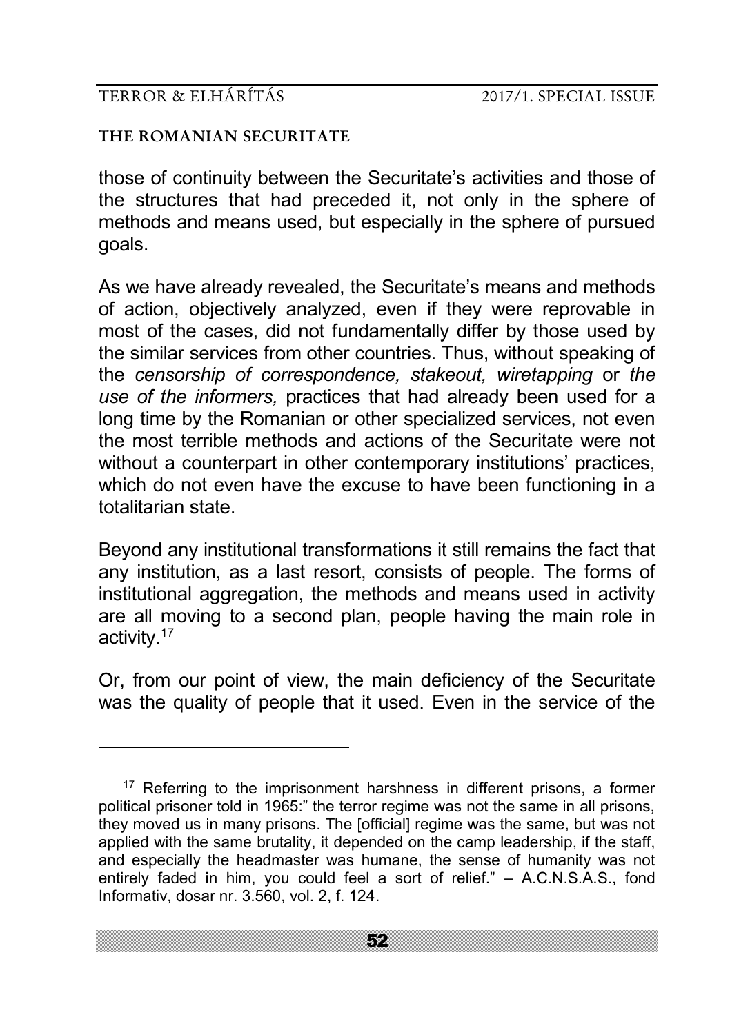those of continuity between the Securitate's activities and those of the structures that had preceded it, not only in the sphere of methods and means used, but especially in the sphere of pursued goals.

As we have already revealed, the Securitate's means and methods of action, objectively analyzed, even if they were reprovable in most of the cases, did not fundamentally differ by those used by the similar services from other countries. Thus, without speaking of the *censorship of correspondence, stakeout, wiretapping* or *the use of the informers,* practices that had already been used for a long time by the Romanian or other specialized services, not even the most terrible methods and actions of the Securitate were not without a counterpart in other contemporary institutions' practices, which do not even have the excuse to have been functioning in a totalitarian state.

Beyond any institutional transformations it still remains the fact that any institution, as a last resort, consists of people. The forms of institutional aggregation, the methods and means used in activity are all moving to a second plan, people having the main role in activity.[17]

Or, from our point of view, the main deficiency of the Securitate was the quality of people that it used. Even in the service of the

---

[17] Referring to the imprisonment harshness in different prisons, a former political prisoner told in 1965:" the terror regime was not the same in all prisons, they moved us in many prisons. The [official] regime was the same, but was not applied with the same brutality, it depended on the camp leadership, if the staff, and especially the headmaster was humane, the sense of humanity was not entirely faded in him, you could feel a sort of relief." – A.C.N.S.A.S., fond Informativ, dosar nr. 3.560, vol. 2, f. 124.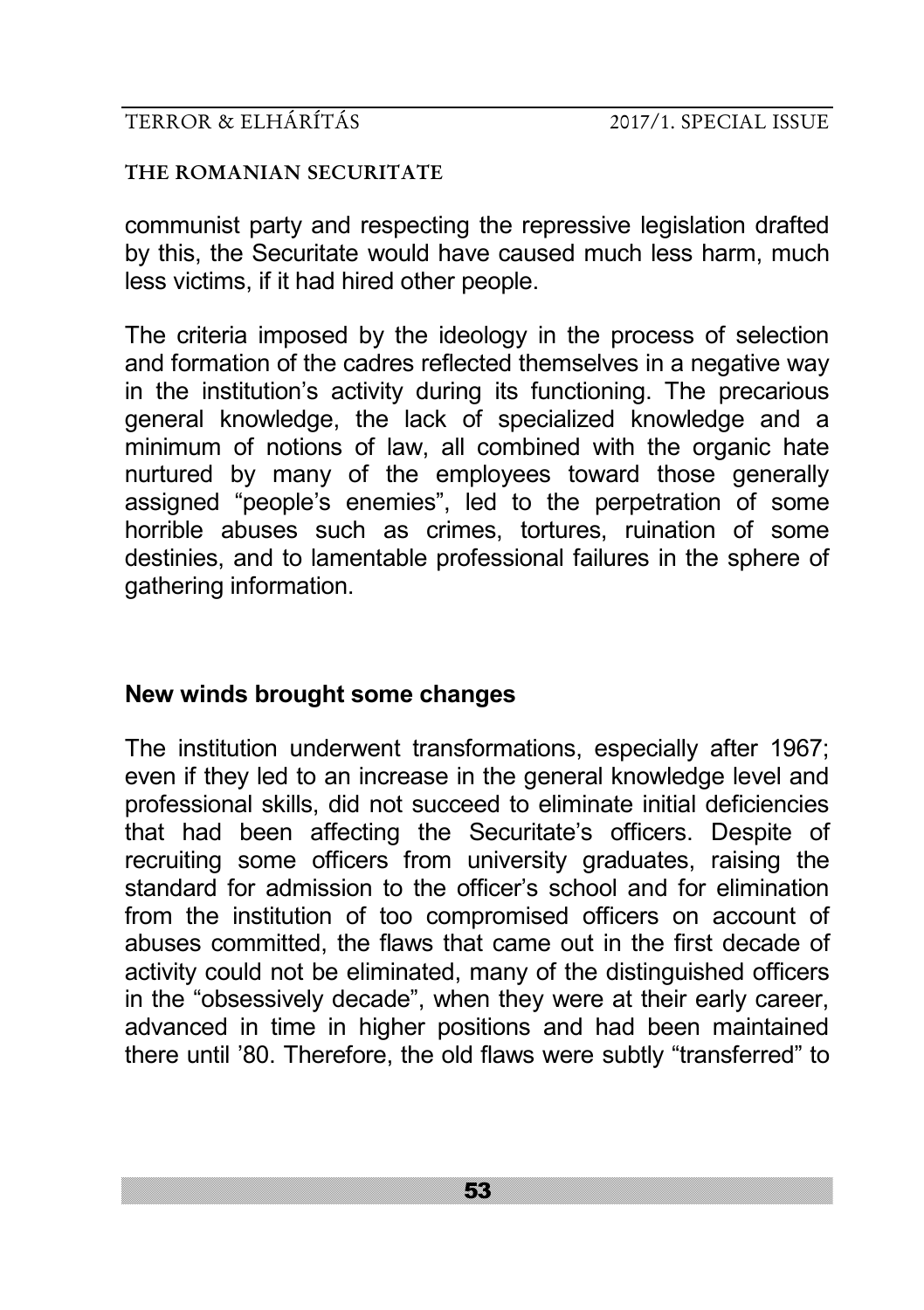communist party and respecting the repressive legislation drafted by this, the Securitate would have caused much less harm, much less victims, if it had hired other people.

The criteria imposed by the ideology in the process of selection and formation of the cadres reflected themselves in a negative way in the institution's activity during its functioning. The precarious general knowledge, the lack of specialized knowledge and a minimum of notions of law, all combined with the organic hate nurtured by many of the employees toward those generally assigned "people's enemies", led to the perpetration of some horrible abuses such as crimes, tortures, ruination of some destinies, and to lamentable professional failures in the sphere of gathering information.

## New winds brought some changes

The institution underwent transformations, especially after 1967; even if they led to an increase in the general knowledge level and professional skills, did not succeed to eliminate initial deficiencies that had been affecting the Securitate's officers. Despite of recruiting some officers from university graduates, raising the standard for admission to the officer's school and for elimination from the institution of too compromised officers on account of abuses committed, the flaws that came out in the first decade of activity could not be eliminated, many of the distinguished officers in the "obsessively decade", when they were at their early career, advanced in time in higher positions and had been maintained there until '80. Therefore, the old flaws were subtly "transferred" to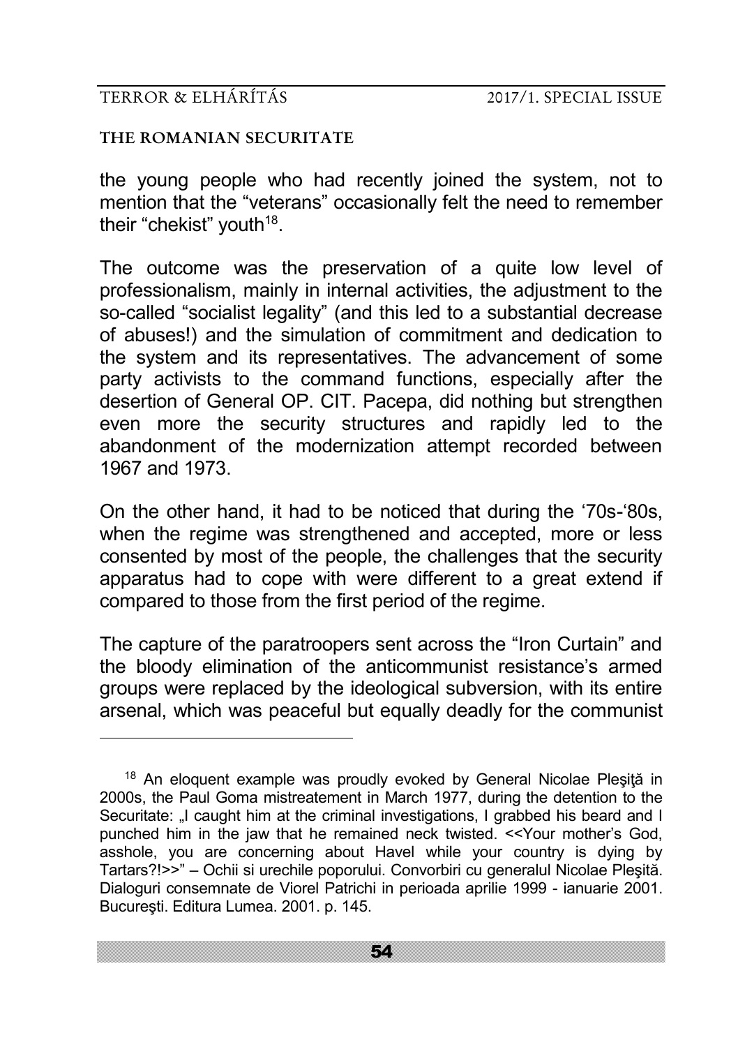the young people who had recently joined the system, not to mention that the "veterans" occasionally felt the need to remember their "chekist" youth[18].

The outcome was the preservation of a quite low level of professionalism, mainly in internal activities, the adjustment to the so-called "socialist legality" (and this led to a substantial decrease of abuses!) and the simulation of commitment and dedication to the system and its representatives. The advancement of some party activists to the command functions, especially after the desertion of General OP. CIT. Pacepa, did nothing but strengthen even more the security structures and rapidly led to the abandonment of the modernization attempt recorded between 1967 and 1973.

On the other hand, it had to be noticed that during the '70s-'80s, when the regime was strengthened and accepted, more or less consented by most of the people, the challenges that the security apparatus had to cope with were different to a great extend if compared to those from the first period of the regime.

The capture of the paratroopers sent across the "Iron Curtain" and the bloody elimination of the anticommunist resistance's armed groups were replaced by the ideological subversion, with its entire arsenal, which was peaceful but equally deadly for the communist

---

[18] An eloquent example was proudly evoked by General Nicolae Pleşiţă in 2000s, the Paul Goma mistreatement in March 1977, during the detention to the Securitate: „I caught him at the criminal investigations, I grabbed his beard and I punched him in the jaw that he remained neck twisted. <<Your mother's God, asshole, you are concerning about Havel while your country is dying by Tartars?!>>" – Ochii si urechile poporului. Convorbiri cu generalul Nicolae Pleşită. Dialoguri consemnate de Viorel Patrichi in perioada aprilie 1999 - ianuarie 2001. Bucureşti. Editura Lumea. 2001. p. 145.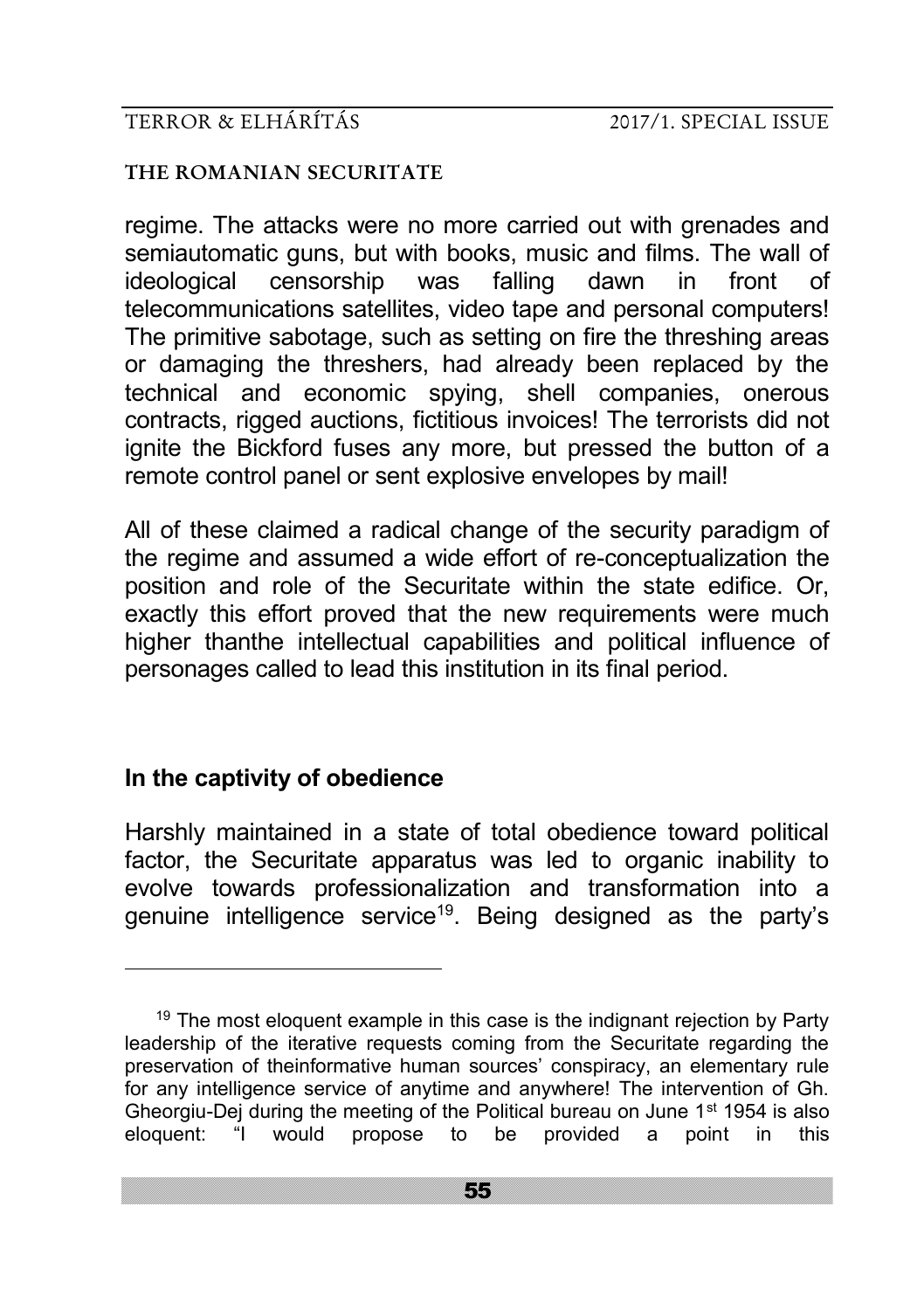regime. The attacks were no more carried out with grenades and semiautomatic guns, but with books, music and films. The wall of ideological censorship was falling dawn in front of telecommunications satellites, video tape and personal computers! The primitive sabotage, such as setting on fire the threshing areas or damaging the threshers, had already been replaced by the technical and economic spying, shell companies, onerous contracts, rigged auctions, fictitious invoices! The terrorists did not ignite the Bickford fuses any more, but pressed the button of a remote control panel or sent explosive envelopes by mail!

All of these claimed a radical change of the security paradigm of the regime and assumed a wide effort of re-conceptualization the position and role of the Securitate within the state edifice. Or, exactly this effort proved that the new requirements were much higher thanthe intellectual capabilities and political influence of personages called to lead this institution in its final period.

## In the captivity of obedience

Harshly maintained in a state of total obedience toward political factor, the Securitate apparatus was led to organic inability to evolve towards professionalization and transformation into a genuine intelligence service[19]. Being designed as the party's

---

[19] The most eloquent example in this case is the indignant rejection by Party leadership of the iterative requests coming from the Securitate regarding the preservation of theinformative human sources' conspiracy, an elementary rule for any intelligence service of anytime and anywhere! The intervention of Gh. Gheorgiu-Dej during the meeting of the Political bureau on June 1st 1954 is also eloquent: "I would propose to be provided a point in this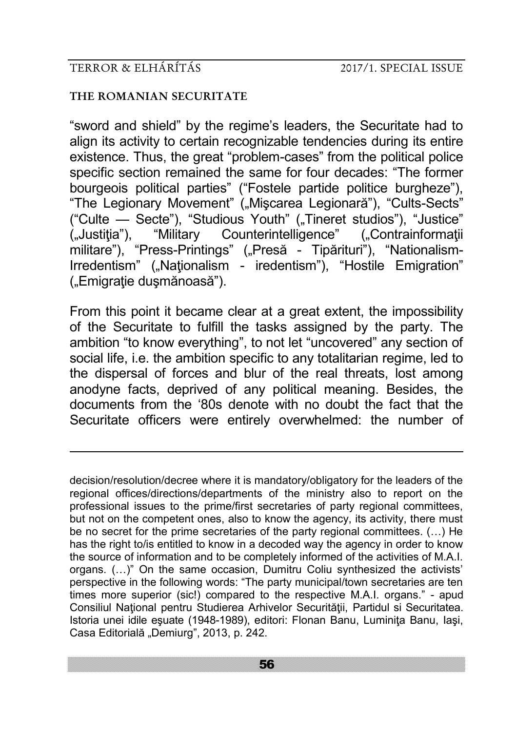"sword and shield" by the regime's leaders, the Securitate had to align its activity to certain recognizable tendencies during its entire existence. Thus, the great "problem-cases" from the political police specific section remained the same for four decades: "The former bourgeois political parties" ("Fostele partide politice burgheze"), "The Legionary Movement" („Mişcarea Legionară"), "Cults-Sects" ("Culte — Secte"), "Studious Youth" („Tineret studios"), "Justice" („Justiţia"), "Military Counterintelligence" („Contrainformaţii militare"), "Press-Printings" („Presă - Tipărituri"), "Nationalism-Irredentism" („Naţionalism - iredentism"), "Hostile Emigration" („Emigraţie duşmănoasă").

From this point it became clear at a great extent, the impossibility of the Securitate to fulfill the tasks assigned by the party. The ambition "to know everything", to not let "uncovered" any section of social life, i.e. the ambition specific to any totalitarian regime, led to the dispersal of forces and blur of the real threats, lost among anodyne facts, deprived of any political meaning. Besides, the documents from the '80s denote with no doubt the fact that the Securitate officers were entirely overwhelmed: the number of

---

decision/resolution/decree where it is mandatory/obligatory for the leaders of the regional offices/directions/departments of the ministry also to report on the professional issues to the prime/first secretaries of party regional committees, but not on the competent ones, also to know the agency, its activity, there must be no secret for the prime secretaries of the party regional committees. (…) He has the right to/is entitled to know in a decoded way the agency in order to know the source of information and to be completely informed of the activities of M.A.I. organs. (…)" On the same occasion, Dumitru Coliu synthesized the activists' perspective in the following words: "The party municipal/town secretaries are ten times more superior (sic!) compared to the respective M.A.I. organs." - apud Consiliul Naţional pentru Studierea Arhivelor Securităţii, Partidul si Securitatea. Istoria unei idile eşuate (1948-1989), editori: Flonan Banu, Luminiţa Banu, Iaşi, Casa Editorială „Demiurg", 2013, p. 242.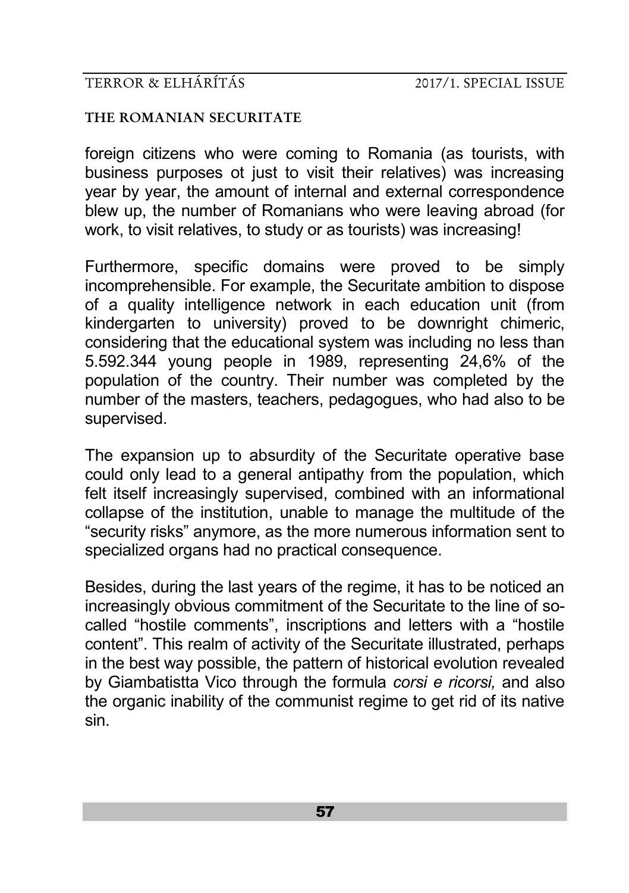foreign citizens who were coming to Romania (as tourists, with business purposes ot just to visit their relatives) was increasing year by year, the amount of internal and external correspondence blew up, the number of Romanians who were leaving abroad (for work, to visit relatives, to study or as tourists) was increasing!

Furthermore, specific domains were proved to be simply incomprehensible. For example, the Securitate ambition to dispose of a quality intelligence network in each education unit (from kindergarten to university) proved to be downright chimeric, considering that the educational system was including no less than 5.592.344 young people in 1989, representing 24,6% of the population of the country. Their number was completed by the number of the masters, teachers, pedagogues, who had also to be supervised.

The expansion up to absurdity of the Securitate operative base could only lead to a general antipathy from the population, which felt itself increasingly supervised, combined with an informational collapse of the institution, unable to manage the multitude of the "security risks" anymore, as the more numerous information sent to specialized organs had no practical consequence.

Besides, during the last years of the regime, it has to be noticed an increasingly obvious commitment of the Securitate to the line of so-called "hostile comments", inscriptions and letters with a "hostile content". This realm of activity of the Securitate illustrated, perhaps in the best way possible, the pattern of historical evolution revealed by Giambatistta Vico through the formula *corsi e ricorsi,* and also the organic inability of the communist regime to get rid of its native sin.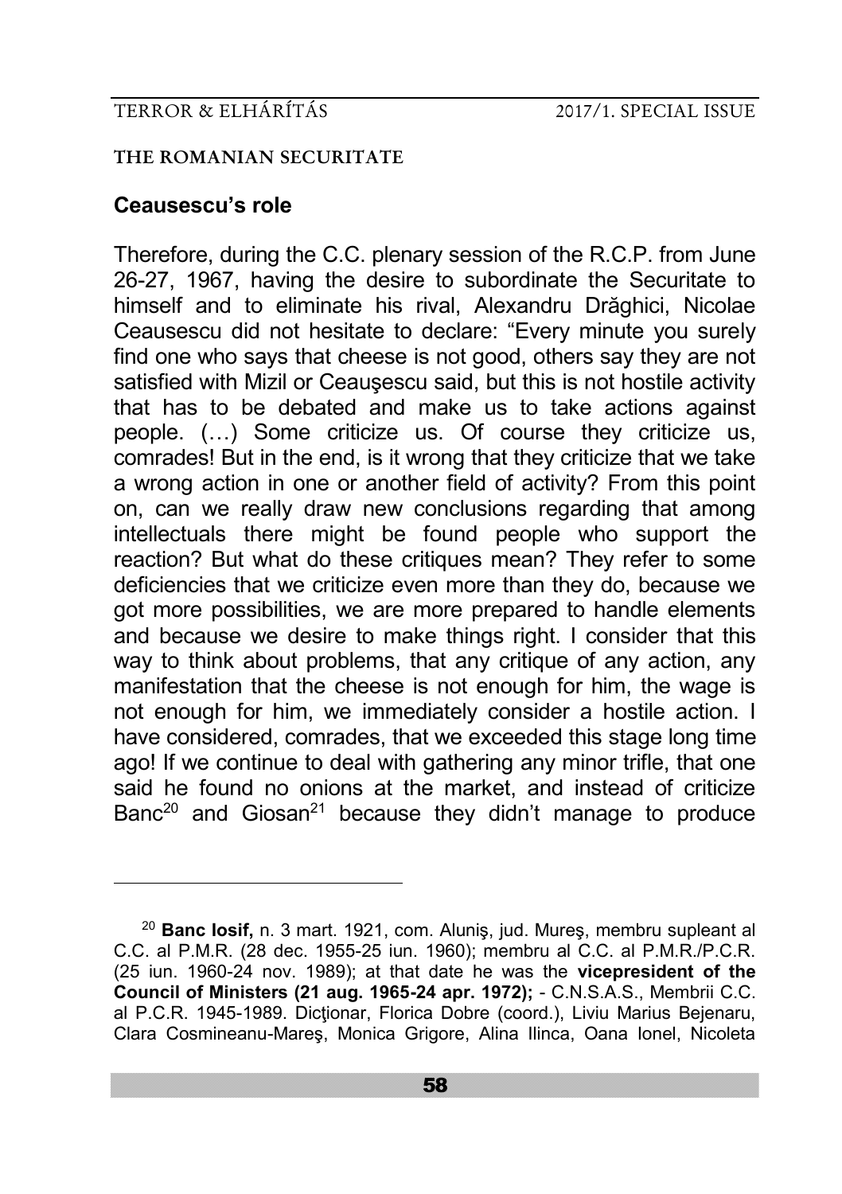## Ceausescu's role

Therefore, during the C.C. plenary session of the R.C.P. from June 26-27, 1967, having the desire to subordinate the Securitate to himself and to eliminate his rival, Alexandru Drăghici, Nicolae Ceausescu did not hesitate to declare: "Every minute you surely find one who says that cheese is not good, others say they are not satisfied with Mizil or Ceauşescu said, but this is not hostile activity that has to be debated and make us to take actions against people. (…) Some criticize us. Of course they criticize us, comrades! But in the end, is it wrong that they criticize that we take a wrong action in one or another field of activity? From this point on, can we really draw new conclusions regarding that among intellectuals there might be found people who support the reaction? But what do these critiques mean? They refer to some deficiencies that we criticize even more than they do, because we got more possibilities, we are more prepared to handle elements and because we desire to make things right. I consider that this way to think about problems, that any critique of any action, any manifestation that the cheese is not enough for him, the wage is not enough for him, we immediately consider a hostile action. I have considered, comrades, that we exceeded this stage long time ago! If we continue to deal with gathering any minor trifle, that one said he found no onions at the market, and instead of criticize Banc[20] and Giosan[21] because they didn't manage to produce

---

[20] **Banc Iosif,** n. 3 mart. 1921, com. Aluniş, jud. Mureş, membru supleant al C.C. al P.M.R. (28 dec. 1955-25 iun. 1960); membru al C.C. al P.M.R./P.C.R. (25 iun. 1960-24 nov. 1989); at that date he was the **vicepresident of the Council of Ministers (21 aug. 1965-24 apr. 1972);** - C.N.S.A.S., Membrii C.C. al P.C.R. 1945-1989. Dicţionar, Florica Dobre (coord.), Liviu Marius Bejenaru, Clara Cosmineanu-Mareş, Monica Grigore, Alina Ilinca, Oana Ionel, Nicoleta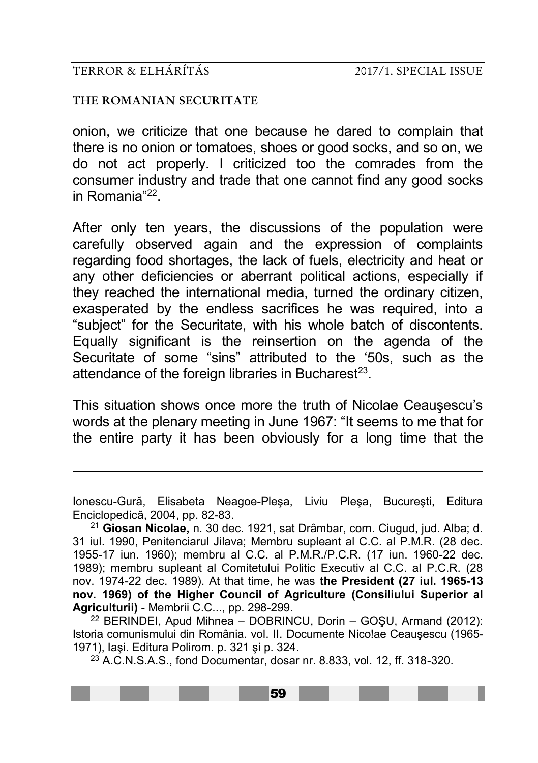onion, we criticize that one because he dared to complain that there is no onion or tomatoes, shoes or good socks, and so on, we do not act properly. I criticized too the comrades from the consumer industry and trade that one cannot find any good socks in Romania"[22].

After only ten years, the discussions of the population were carefully observed again and the expression of complaints regarding food shortages, the lack of fuels, electricity and heat or any other deficiencies or aberrant political actions, especially if they reached the international media, turned the ordinary citizen, exasperated by the endless sacrifices he was required, into a "subject" for the Securitate, with his whole batch of discontents. Equally significant is the reinsertion on the agenda of the Securitate of some "sins" attributed to the '50s, such as the attendance of the foreign libraries in Bucharest[23].

This situation shows once more the truth of Nicolae Ceauşescu's words at the plenary meeting in June 1967: "It seems to me that for the entire party it has been obviously for a long time that the

---

Ionescu-Gură, Elisabeta Neagoe-Pleşa, Liviu Pleşa, Bucureşti, Editura Enciclopedică, 2004, pp. 82-83.

[21] **Giosan Nicolae,** n. 30 dec. 1921, sat Drâmbar, corn. Ciugud, jud. Alba; d. 31 iul. 1990, Penitenciarul Jilava; Membru supleant al C.C. al P.M.R. (28 dec. 1955-17 iun. 1960); membru al C.C. al P.M.R./P.C.R. (17 iun. 1960-22 dec. 1989); membru supleant al Comitetului Politic Executiv al C.C. al P.C.R. (28 nov. 1974-22 dec. 1989). At that time, he was **the President (27 iul. 1965-13 nov. 1969) of the Higher Council of Agriculture (Consiliului Superior al Agriculturii)** - Membrii C.C..., pp. 298-299.

[22] BERINDEI, Apud Mihnea – DOBRINCU, Dorin – GOŞU, Armand (2012): Istoria comunismului din România. vol. II. Documente Nico!ae Ceauşescu (1965-1971), Iaşi. Editura Polirom. p. 321 şi p. 324.

[23] A.C.N.S.A.S., fond Documentar, dosar nr. 8.833, vol. 12, ff. 318-320.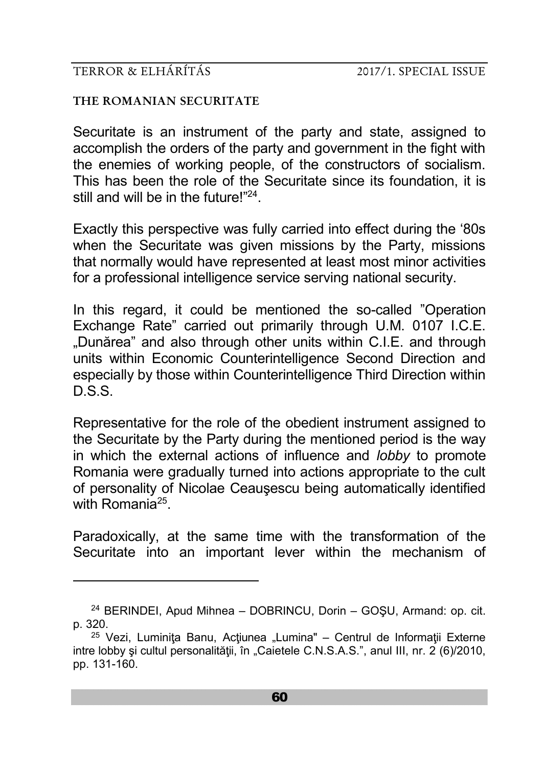**THE ROMANIAN SECURITATE**

Securitate is an instrument of the party and state, assigned to accomplish the orders of the party and government in the fight with the enemies of working people, of the constructors of socialism. This has been the role of the Securitate since its foundation, it is still and will be in the future!"[24].

Exactly this perspective was fully carried into effect during the '80s when the Securitate was given missions by the Party, missions that normally would have represented at least most minor activities for a professional intelligence service serving national security.

In this regard, it could be mentioned the so-called "Operation Exchange Rate" carried out primarily through U.M. 0107 I.C.E. „Dunărea" and also through other units within C.I.E. and through units within Economic Counterintelligence Second Direction and especially by those within Counterintelligence Third Direction within D.S.S.

Representative for the role of the obedient instrument assigned to the Securitate by the Party during the mentioned period is the way in which the external actions of influence and *lobby* to promote Romania were gradually turned into actions appropriate to the cult of personality of Nicolae Ceauşescu being automatically identified with Romania[25].

Paradoxically, at the same time with the transformation of the Securitate into an important lever within the mechanism of

---

[24] BERINDEI, Apud Mihnea – DOBRINCU, Dorin – GOŞU, Armand: op. cit. p. 320.

[25] Vezi, Luminiţa Banu, Acţiunea „Lumina" – Centrul de Informaţii Externe intre lobby şi cultul personalităţii, în „Caietele C.N.S.A.S.", anul III, nr. 2 (6)/2010, pp. 131-160.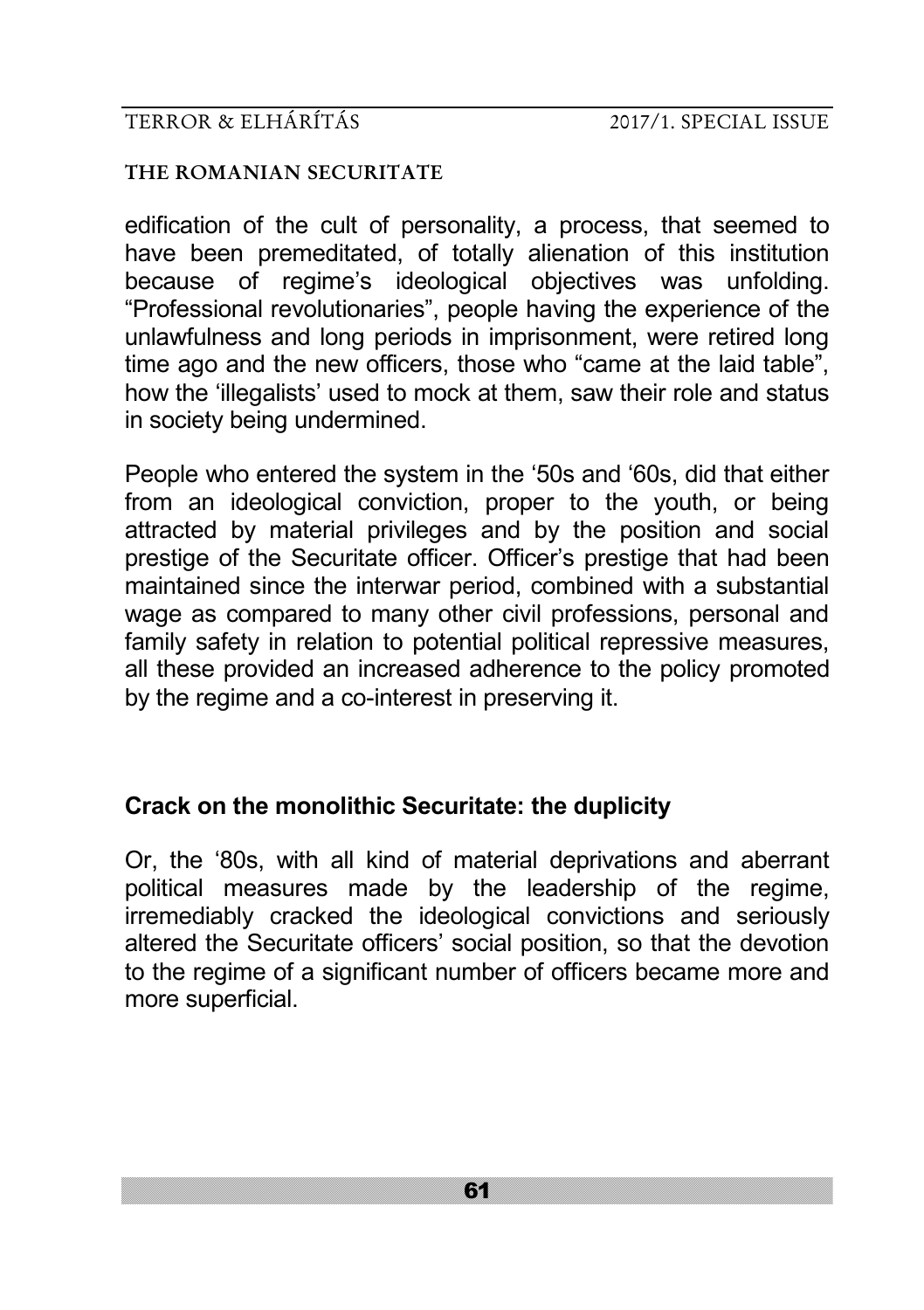edification of the cult of personality, a process, that seemed to have been premeditated, of totally alienation of this institution because of regime's ideological objectives was unfolding. “Professional revolutionaries”, people having the experience of the unlawfulness and long periods in imprisonment, were retired long time ago and the new officers, those who “came at the laid table”, how the ‘illegalists’ used to mock at them, saw their role and status in society being undermined.

People who entered the system in the ‘50s and ‘60s, did that either from an ideological conviction, proper to the youth, or being attracted by material privileges and by the position and social prestige of the Securitate officer. Officer's prestige that had been maintained since the interwar period, combined with a substantial wage as compared to many other civil professions, personal and family safety in relation to potential political repressive measures, all these provided an increased adherence to the policy promoted by the regime and a co-interest in preserving it.

## Crack on the monolithic Securitate: the duplicity

Or, the ‘80s, with all kind of material deprivations and aberrant political measures made by the leadership of the regime, irremediably cracked the ideological convictions and seriously altered the Securitate officers' social position, so that the devotion to the regime of a significant number of officers became more and more superficial.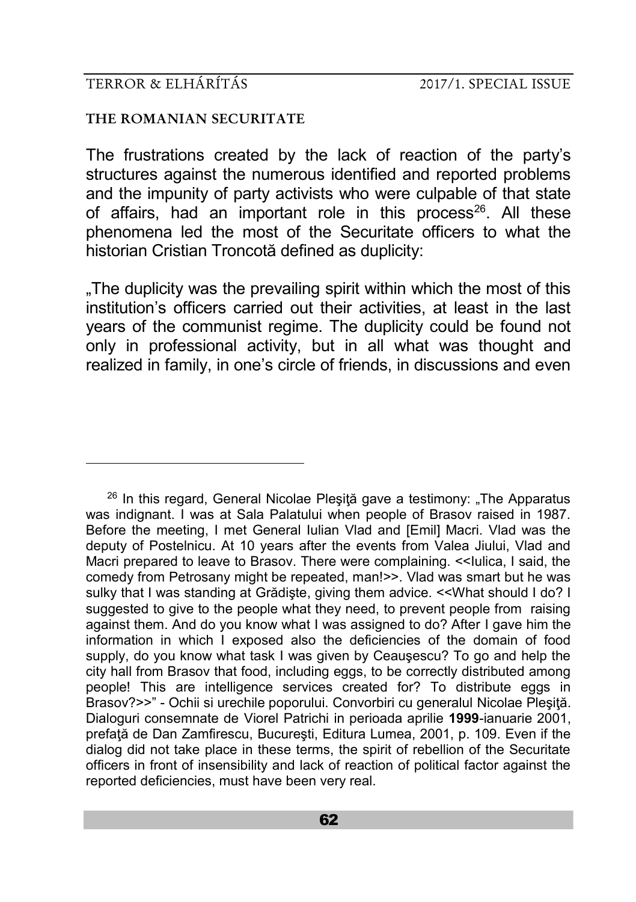**THE ROMANIAN SECURITATE**

The frustrations created by the lack of reaction of the party's structures against the numerous identified and reported problems and the impunity of party activists who were culpable of that state of affairs, had an important role in this process[26]. All these phenomena led the most of the Securitate officers to what the historian Cristian Troncotă defined as duplicity:

„The duplicity was the prevailing spirit within which the most of this institution's officers carried out their activities, at least in the last years of the communist regime. The duplicity could be found not only in professional activity, but in all what was thought and realized in family, in one's circle of friends, in discussions and even

---

[26] In this regard, General Nicolae Pleşiţă gave a testimony: „The Apparatus was indignant. I was at Sala Palatului when people of Brasov raised in 1987. Before the meeting, I met General Iulian Vlad and [Emil] Macri. Vlad was the deputy of Postelnicu. At 10 years after the events from Valea Jiului, Vlad and Macri prepared to leave to Brasov. There were complaining. <<Iulica, I said, the comedy from Petrosany might be repeated, man!>>. Vlad was smart but he was sulky that I was standing at Grădişte, giving them advice. <<What should I do? I suggested to give to the people what they need, to prevent people from raising against them. And do you know what I was assigned to do? After I gave him the information in which I exposed also the deficiencies of the domain of food supply, do you know what task I was given by Ceauşescu? To go and help the city hall from Brasov that food, including eggs, to be correctly distributed among people! This are intelligence services created for? To distribute eggs in Brasov?>>" - Ochii si urechile poporului. Convorbiri cu generalul Nicolae Pleşiţă. Dialoguri consemnate de Viorel Patrichi in perioada aprilie **1999**-ianuarie 2001, prefaţă de Dan Zamfirescu, Bucureşti, Editura Lumea, 2001, p. 109. Even if the dialog did not take place in these terms, the spirit of rebellion of the Securitate officers in front of insensibility and lack of reaction of political factor against the reported deficiencies, must have been very real.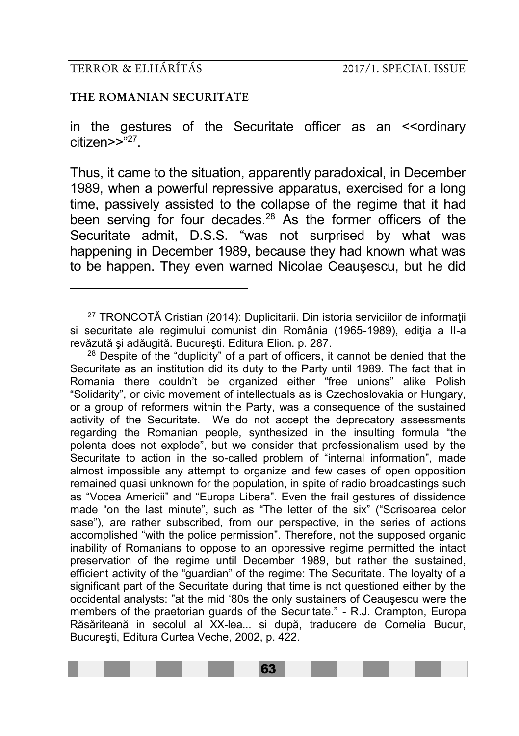in the gestures of the Securitate officer as an <<ordinary citizen>>"[27].

Thus, it came to the situation, apparently paradoxical, in December 1989, when a powerful repressive apparatus, exercised for a long time, passively assisted to the collapse of the regime that it had been serving for four decades.[28] As the former officers of the Securitate admit, D.S.S. "was not surprised by what was happening in December 1989, because they had known what was to be happen. They even warned Nicolae Ceauşescu, but he did

---

[27] TRONCOTĂ Cristian (2014): Duplicitarii. Din istoria serviciilor de informaţii si securitate ale regimului comunist din România (1965-1989), ediţia a II-a revăzută şi adăugită. Bucureşti. Editura Elion. p. 287.

[28] Despite of the "duplicity" of a part of officers, it cannot be denied that the Securitate as an institution did its duty to the Party until 1989. The fact that in Romania there couldn't be organized either "free unions" alike Polish "Solidarity", or civic movement of intellectuals as is Czechoslovakia or Hungary, or a group of reformers within the Party, was a consequence of the sustained activity of the Securitate. We do not accept the deprecatory assessments regarding the Romanian people, synthesized in the insulting formula "the polenta does not explode", but we consider that professionalism used by the Securitate to action in the so-called problem of "internal information", made almost impossible any attempt to organize and few cases of open opposition remained quasi unknown for the population, in spite of radio broadcastings such as "Vocea Americii" and "Europa Libera". Even the frail gestures of dissidence made "on the last minute", such as "The letter of the six" ("Scrisoarea celor sase"), are rather subscribed, from our perspective, in the series of actions accomplished "with the police permission". Therefore, not the supposed organic inability of Romanians to oppose to an oppressive regime permitted the intact preservation of the regime until December 1989, but rather the sustained, efficient activity of the "guardian" of the regime: The Securitate. The loyalty of a significant part of the Securitate during that time is not questioned either by the occidental analysts: "at the mid '80s the only sustainers of Ceauşescu were the members of the praetorian guards of the Securitate." - R.J. Crampton, Europa Răsăriteană in secolul al XX-lea... si după, traducere de Cornelia Bucur, Bucureşti, Editura Curtea Veche, 2002, p. 422.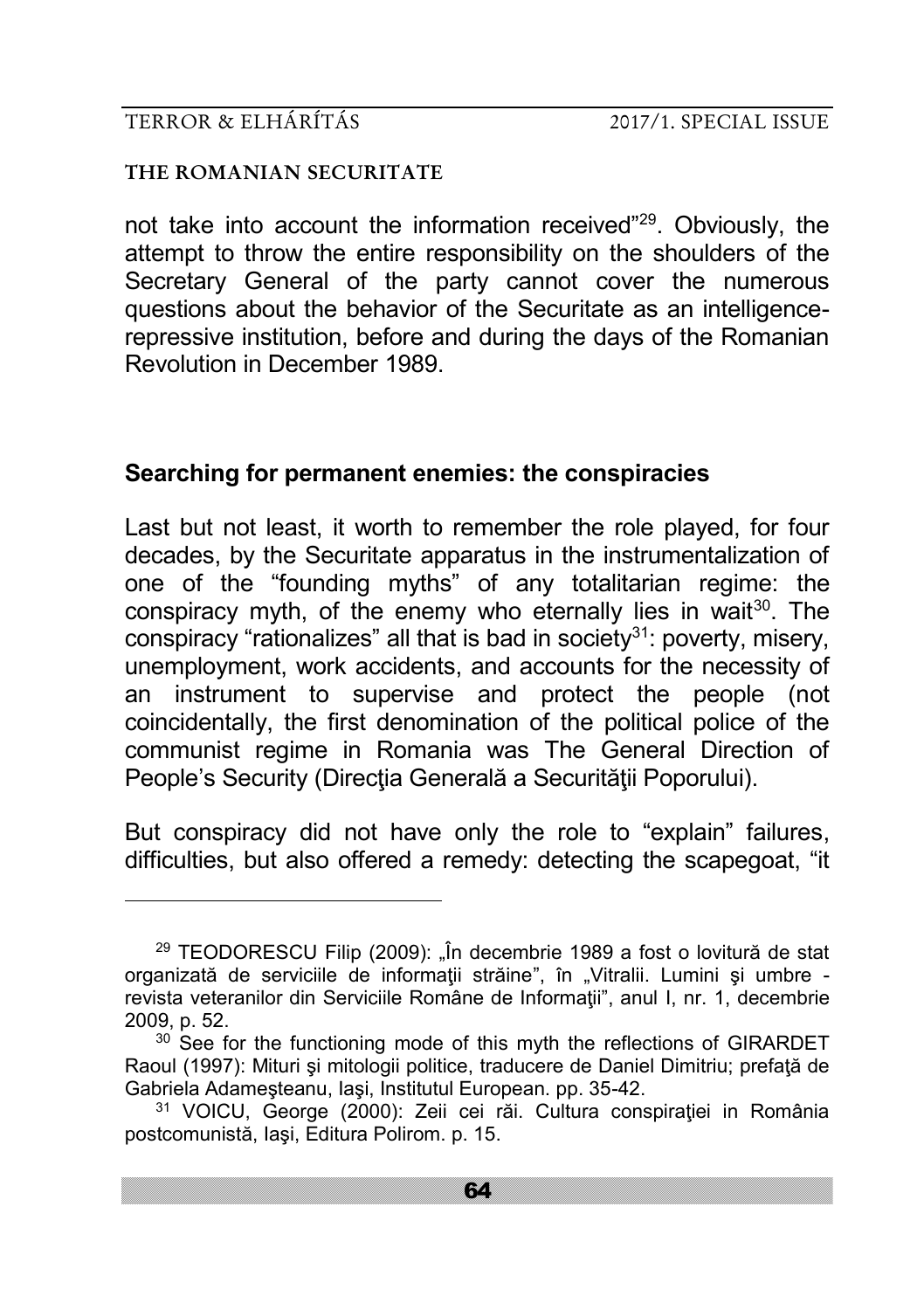not take into account the information received"[29]. Obviously, the attempt to throw the entire responsibility on the shoulders of the Secretary General of the party cannot cover the numerous questions about the behavior of the Securitate as an intelligence-repressive institution, before and during the days of the Romanian Revolution in December 1989.

## Searching for permanent enemies: the conspiracies

Last but not least, it worth to remember the role played, for four decades, by the Securitate apparatus in the instrumentalization of one of the "founding myths" of any totalitarian regime: the conspiracy myth, of the enemy who eternally lies in wait[30]. The conspiracy "rationalizes" all that is bad in society[31]: poverty, misery, unemployment, work accidents, and accounts for the necessity of an instrument to supervise and protect the people (not coincidentally, the first denomination of the political police of the communist regime in Romania was The General Direction of People's Security (Direcţia Generală a Securităţii Poporului).

But conspiracy did not have only the role to "explain" failures, difficulties, but also offered a remedy: detecting the scapegoat, "it

---

[29] TEODORESCU Filip (2009): „În decembrie 1989 a fost o lovitură de stat organizată de serviciile de informaţii străine", în „Vitralii. Lumini şi umbre - revista veteranilor din Serviciile Române de Informaţii", anul I, nr. 1, decembrie 2009, p. 52.

[30] See for the functioning mode of this myth the reflections of GIRARDET Raoul (1997): Mituri şi mitologii politice, traducere de Daniel Dimitriu; prefaţă de Gabriela Adameşteanu, Iaşi, Institutul European. pp. 35-42.

[31] VOICU, George (2000): Zeii cei răi. Cultura conspiraţiei in România postcomunistă, Iaşi, Editura Polirom. p. 15.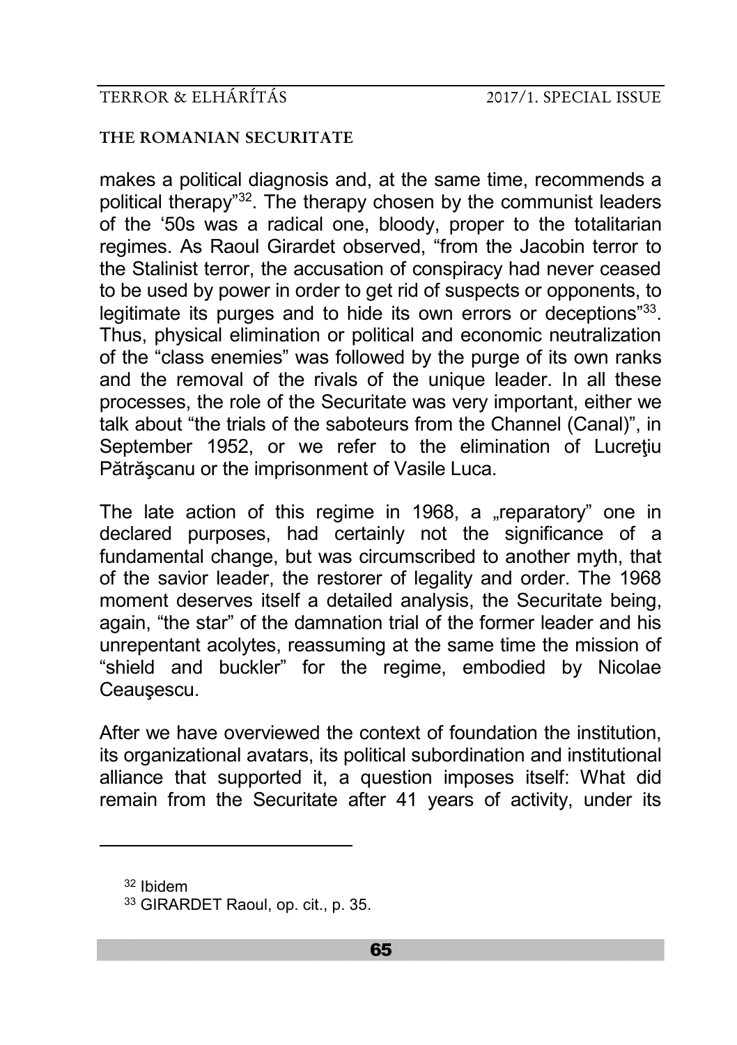makes a political diagnosis and, at the same time, recommends a political therapy"[32]. The therapy chosen by the communist leaders of the '50s was a radical one, bloody, proper to the totalitarian regimes. As Raoul Girardet observed, "from the Jacobin terror to the Stalinist terror, the accusation of conspiracy had never ceased to be used by power in order to get rid of suspects or opponents, to legitimate its purges and to hide its own errors or deceptions"[33]. Thus, physical elimination or political and economic neutralization of the "class enemies" was followed by the purge of its own ranks and the removal of the rivals of the unique leader. In all these processes, the role of the Securitate was very important, either we talk about "the trials of the saboteurs from the Channel (Canal)", in September 1952, or we refer to the elimination of Lucreţiu Pătrăşcanu or the imprisonment of Vasile Luca.

The late action of this regime in 1968, a „reparatory" one in declared purposes, had certainly not the significance of a fundamental change, but was circumscribed to another myth, that of the savior leader, the restorer of legality and order. The 1968 moment deserves itself a detailed analysis, the Securitate being, again, "the star" of the damnation trial of the former leader and his unrepentant acolytes, reassuming at the same time the mission of "shield and buckler" for the regime, embodied by Nicolae Ceauşescu.

After we have overviewed the context of foundation the institution, its organizational avatars, its political subordination and institutional alliance that supported it, a question imposes itself: What did remain from the Securitate after 41 years of activity, under its

---

[32] Ibidem

[33] GIRARDET Raoul, op. cit., p. 35.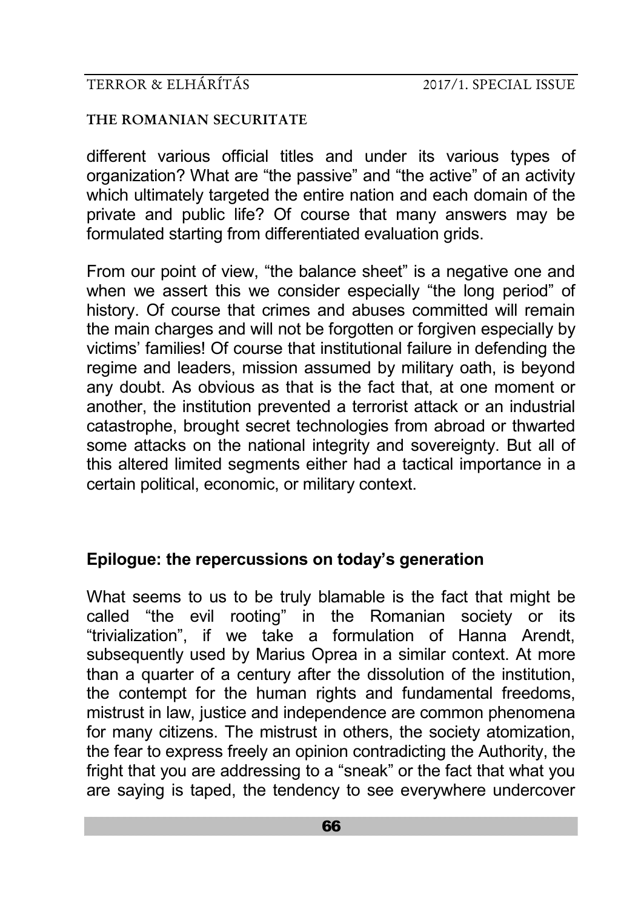different various official titles and under its various types of organization? What are "the passive" and "the active" of an activity which ultimately targeted the entire nation and each domain of the private and public life? Of course that many answers may be formulated starting from differentiated evaluation grids.

From our point of view, "the balance sheet" is a negative one and when we assert this we consider especially "the long period" of history. Of course that crimes and abuses committed will remain the main charges and will not be forgotten or forgiven especially by victims' families! Of course that institutional failure in defending the regime and leaders, mission assumed by military oath, is beyond any doubt. As obvious as that is the fact that, at one moment or another, the institution prevented a terrorist attack or an industrial catastrophe, brought secret technologies from abroad or thwarted some attacks on the national integrity and sovereignty. But all of this altered limited segments either had a tactical importance in a certain political, economic, or military context.

## Epilogue: the repercussions on today's generation

What seems to us to be truly blamable is the fact that might be called "the evil rooting" in the Romanian society or its "trivialization", if we take a formulation of Hanna Arendt, subsequently used by Marius Oprea in a similar context. At more than a quarter of a century after the dissolution of the institution, the contempt for the human rights and fundamental freedoms, mistrust in law, justice and independence are common phenomena for many citizens. The mistrust in others, the society atomization, the fear to express freely an opinion contradicting the Authority, the fright that you are addressing to a "sneak" or the fact that what you are saying is taped, the tendency to see everywhere undercover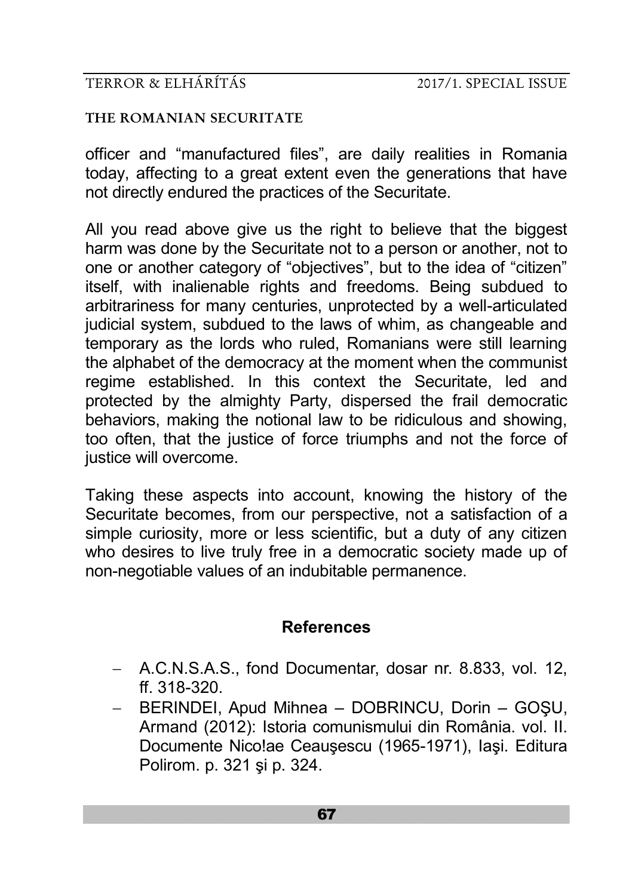officer and "manufactured files", are daily realities in Romania today, affecting to a great extent even the generations that have not directly endured the practices of the Securitate.

All you read above give us the right to believe that the biggest harm was done by the Securitate not to a person or another, not to one or another category of "objectives", but to the idea of "citizen" itself, with inalienable rights and freedoms. Being subdued to arbitrariness for many centuries, unprotected by a well-articulated judicial system, subdued to the laws of whim, as changeable and temporary as the lords who ruled, Romanians were still learning the alphabet of the democracy at the moment when the communist regime established. In this context the Securitate, led and protected by the almighty Party, dispersed the frail democratic behaviors, making the notional law to be ridiculous and showing, too often, that the justice of force triumphs and not the force of justice will overcome.

Taking these aspects into account, knowing the history of the Securitate becomes, from our perspective, not a satisfaction of a simple curiosity, more or less scientific, but a duty of any citizen who desires to live truly free in a democratic society made up of non-negotiable values of an indubitable permanence.

## References

- A.C.N.S.A.S., fond Documentar, dosar nr. 8.833, vol. 12, ff. 318-320.
- BERINDEI, Apud Mihnea – DOBRINCU, Dorin – GOŞU, Armand (2012): Istoria comunismului din România. vol. II. Documente Nico!ae Ceauşescu (1965-1971), Iaşi. Editura Polirom. p. 321 şi p. 324.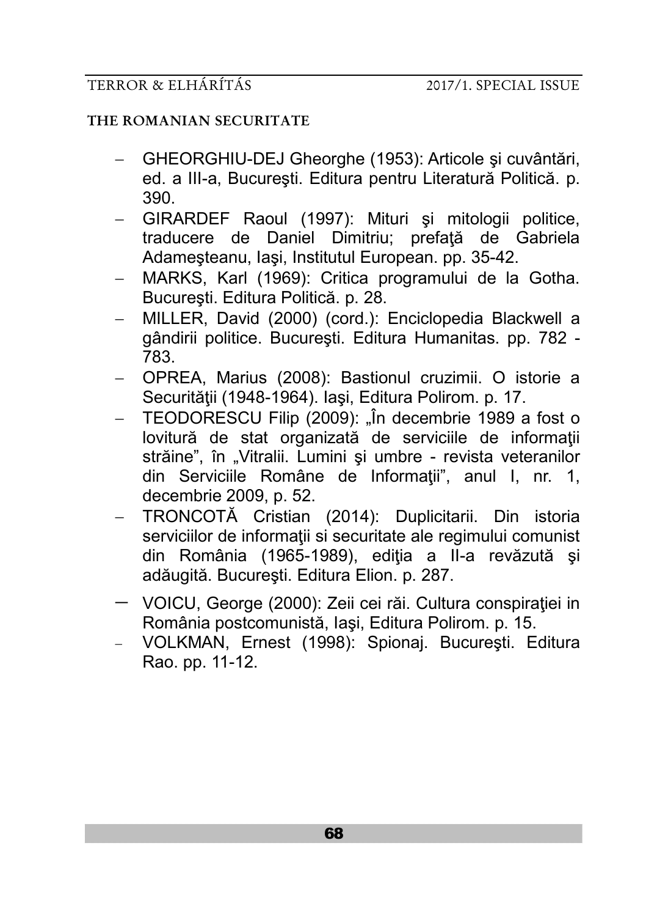- GHEORGHIU-DEJ Gheorghe (1953): Articole şi cuvântări, ed. a III-a, Bucureşti. Editura pentru Literatură Politică. p. 390.
- GIRARDEF Raoul (1997): Mituri şi mitologii politice, traducere de Daniel Dimitriu; prefaţă de Gabriela Adameşteanu, Iaşi, Institutul European. pp. 35-42.
- MARKS, Karl (1969): Critica programului de la Gotha. Bucureşti. Editura Politică. p. 28.
- MILLER, David (2000) (cord.): Enciclopedia Blackwell a gândirii politice. Bucureşti. Editura Humanitas. pp. 782 - 783.
- OPREA, Marius (2008): Bastionul cruzimii. O istorie a Securităţii (1948-1964). Iaşi, Editura Polirom. p. 17.
- TEODORESCU Filip (2009): „În decembrie 1989 a fost o lovitură de stat organizată de serviciile de informaţii străine", în „Vitralii. Lumini şi umbre - revista veteranilor din Serviciile Române de Informaţii", anul I, nr. 1, decembrie 2009, p. 52.
- TRONCOTĂ Cristian (2014): Duplicitarii. Din istoria serviciilor de informaţii si securitate ale regimului comunist din România (1965-1989), ediţia a II-a revăzută şi adăugită. Bucureşti. Editura Elion. p. 287.
- VOICU, George (2000): Zeii cei răi. Cultura conspiraţiei in România postcomunistă, Iaşi, Editura Polirom. p. 15.
- VOLKMAN, Ernest (1998): Spionaj. Bucureşti. Editura Rao. pp. 11-12.